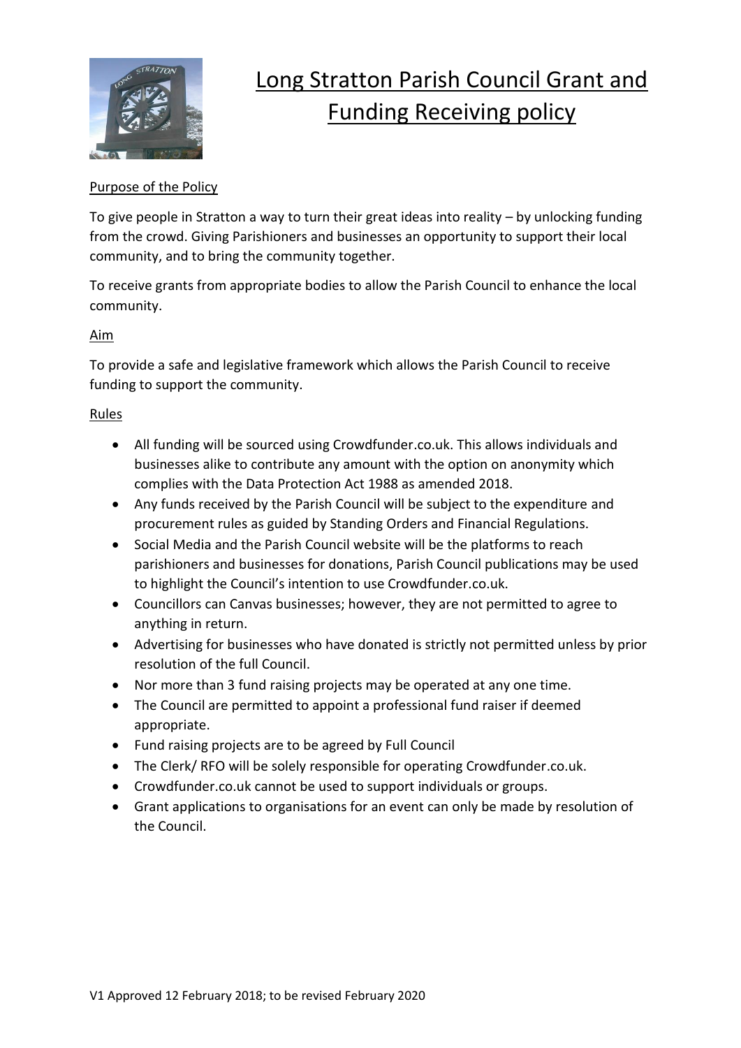# Long Stratton Parish Council Grant and Funding Receiving policy

## Purpose of the Policy

To give people in Stratton a way to turn their great ideas into reality – by unlocking funding from the crowd. Giving Parishioners and businesses an opportunity to support their local community, and to bring the community together.

To receive grants from appropriate bodies to allow the Parish Council to enhance the local community.

## Aim

To provide a safe and legislative framework which allows the Parish Council to receive funding to support the community.

## Rules

- All funding will be sourced using Crowdfunder.co.uk. This allows individuals and businesses alike to contribute any amount with the option on anonymity which complies with the Data Protection Act 1988 as amended 2018.
- Any funds received by the Parish Council will be subject to the expenditure and procurement rules as guided by Standing Orders and Financial Regulations.
- Social Media and the Parish Council website will be the platforms to reach parishioners and businesses for donations, Parish Council publications may be used to highlight the Council's intention to use Crowdfunder.co.uk.
- Councillors can Canvas businesses; however, they are not permitted to agree to anything in return.
- Advertising for businesses who have donated is strictly not permitted unless by prior resolution of the full Council.
- Nor more than 3 fund raising projects may be operated at any one time.
- The Council are permitted to appoint a professional fund raiser if deemed appropriate.
- Fund raising projects are to be agreed by Full Council
- The Clerk/ RFO will be solely responsible for operating Crowdfunder.co.uk.
- Crowdfunder.co.uk cannot be used to support individuals or groups.
- Grant applications to organisations for an event can only be made by resolution of the Council.

V1 Approved 12 February 2018; to be revised February 2020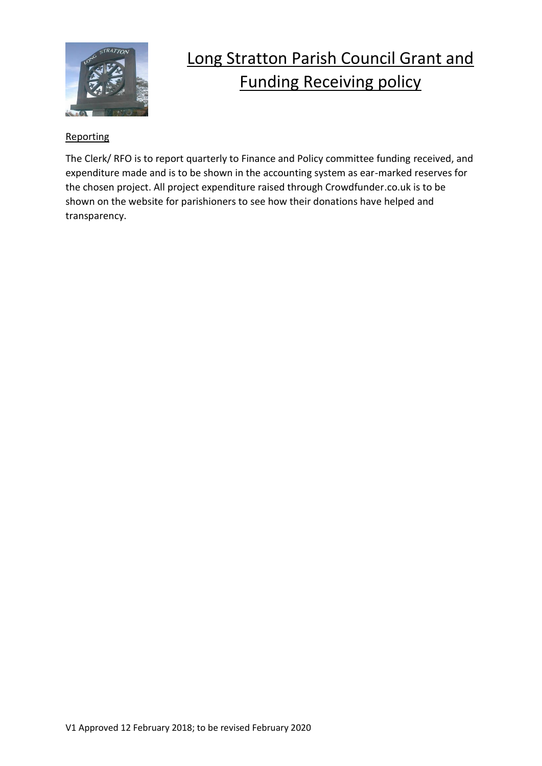# Long Stratton Parish Council Grant and Funding Receiving policy

## Reporting

The Clerk/ RFO is to report quarterly to Finance and Policy committee funding received, and expenditure made and is to be shown in the accounting system as ear-marked reserves for the chosen project. All project expenditure raised through Crowdfunder.co.uk is to be shown on the website for parishioners to see how their donations have helped and transparency.

V1 Approved 12 February 2018; to be revised February 2020